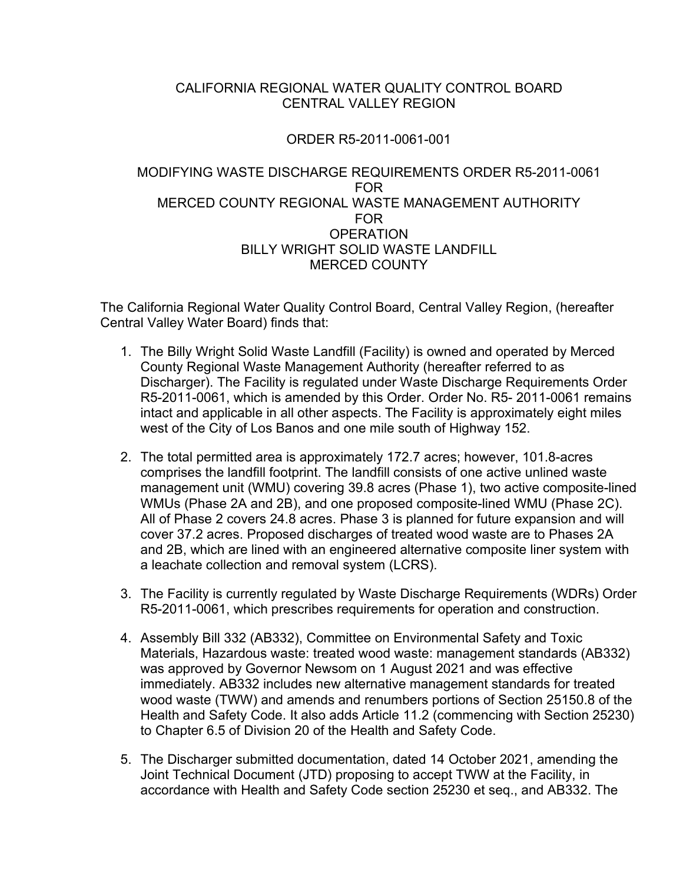CALIFORNIA REGIONAL WATER QUALITY CONTROL BOARD
CENTRAL VALLEY REGION

ORDER R5-2011-0061-001

MODIFYING WASTE DISCHARGE REQUIREMENTS ORDER R5-2011-0061
FOR
MERCED COUNTY REGIONAL WASTE MANAGEMENT AUTHORITY
FOR
OPERATION
BILLY WRIGHT SOLID WASTE LANDFILL
MERCED COUNTY

The California Regional Water Quality Control Board, Central Valley Region, (hereafter Central Valley Water Board) finds that:

1. The Billy Wright Solid Waste Landfill (Facility) is owned and operated by Merced County Regional Waste Management Authority (hereafter referred to as Discharger). The Facility is regulated under Waste Discharge Requirements Order R5-2011-0061, which is amended by this Order. Order No. R5- 2011-0061 remains intact and applicable in all other aspects. The Facility is approximately eight miles west of the City of Los Banos and one mile south of Highway 152.

2. The total permitted area is approximately 172.7 acres; however, 101.8-acres comprises the landfill footprint. The landfill consists of one active unlined waste management unit (WMU) covering 39.8 acres (Phase 1), two active composite-lined WMUs (Phase 2A and 2B), and one proposed composite-lined WMU (Phase 2C). All of Phase 2 covers 24.8 acres. Phase 3 is planned for future expansion and will cover 37.2 acres. Proposed discharges of treated wood waste are to Phases 2A and 2B, which are lined with an engineered alternative composite liner system with a leachate collection and removal system (LCRS).

3. The Facility is currently regulated by Waste Discharge Requirements (WDRs) Order R5-2011-0061, which prescribes requirements for operation and construction.

4. Assembly Bill 332 (AB332), Committee on Environmental Safety and Toxic Materials, Hazardous waste: treated wood waste: management standards (AB332) was approved by Governor Newsom on 1 August 2021 and was effective immediately. AB332 includes new alternative management standards for treated wood waste (TWW) and amends and renumbers portions of Section 25150.8 of the Health and Safety Code. It also adds Article 11.2 (commencing with Section 25230) to Chapter 6.5 of Division 20 of the Health and Safety Code.

5. The Discharger submitted documentation, dated 14 October 2021, amending the Joint Technical Document (JTD) proposing to accept TWW at the Facility, in accordance with Health and Safety Code section 25230 et seq., and AB332. The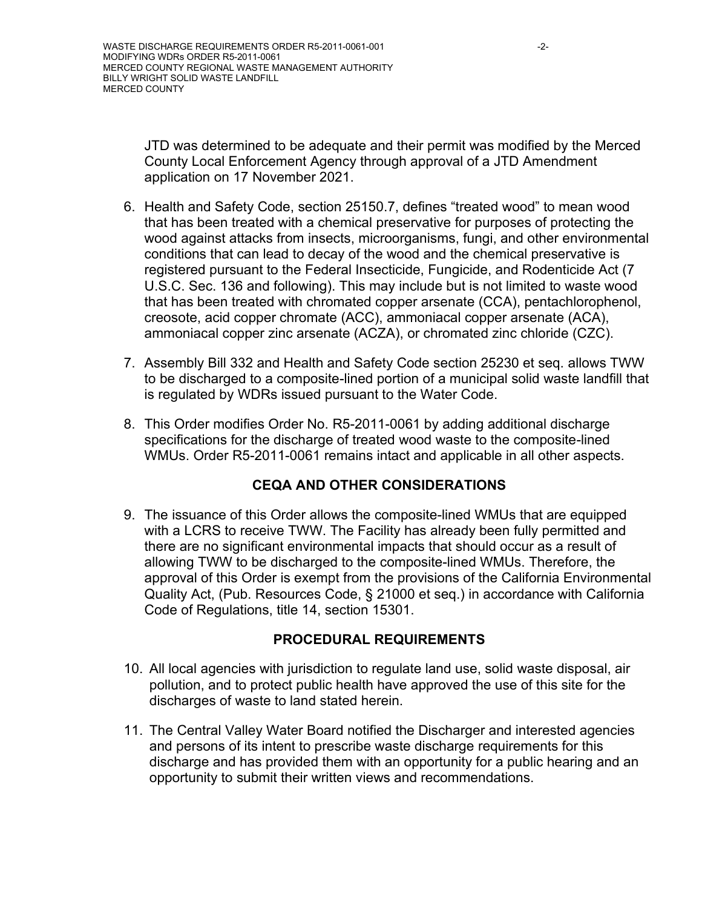JTD was determined to be adequate and their permit was modified by the Merced County Local Enforcement Agency through approval of a JTD Amendment application on 17 November 2021.

6. Health and Safety Code, section 25150.7, defines "treated wood" to mean wood that has been treated with a chemical preservative for purposes of protecting the wood against attacks from insects, microorganisms, fungi, and other environmental conditions that can lead to decay of the wood and the chemical preservative is registered pursuant to the Federal Insecticide, Fungicide, and Rodenticide Act (7 U.S.C. Sec. 136 and following). This may include but is not limited to waste wood that has been treated with chromated copper arsenate (CCA), pentachlorophenol, creosote, acid copper chromate (ACC), ammoniacal copper arsenate (ACA), ammoniacal copper zinc arsenate (ACZA), or chromated zinc chloride (CZC).

7. Assembly Bill 332 and Health and Safety Code section 25230 et seq. allows TWW to be discharged to a composite-lined portion of a municipal solid waste landfill that is regulated by WDRs issued pursuant to the Water Code.

8. This Order modifies Order No. R5-2011-0061 by adding additional discharge specifications for the discharge of treated wood waste to the composite-lined WMUs. Order R5-2011-0061 remains intact and applicable in all other aspects.

## CEQA AND OTHER CONSIDERATIONS

9. The issuance of this Order allows the composite-lined WMUs that are equipped with a LCRS to receive TWW. The Facility has already been fully permitted and there are no significant environmental impacts that should occur as a result of allowing TWW to be discharged to the composite-lined WMUs. Therefore, the approval of this Order is exempt from the provisions of the California Environmental Quality Act, (Pub. Resources Code, § 21000 et seq.) in accordance with California Code of Regulations, title 14, section 15301.

## PROCEDURAL REQUIREMENTS

10. All local agencies with jurisdiction to regulate land use, solid waste disposal, air pollution, and to protect public health have approved the use of this site for the discharges of waste to land stated herein.

11. The Central Valley Water Board notified the Discharger and interested agencies and persons of its intent to prescribe waste discharge requirements for this discharge and has provided them with an opportunity for a public hearing and an opportunity to submit their written views and recommendations.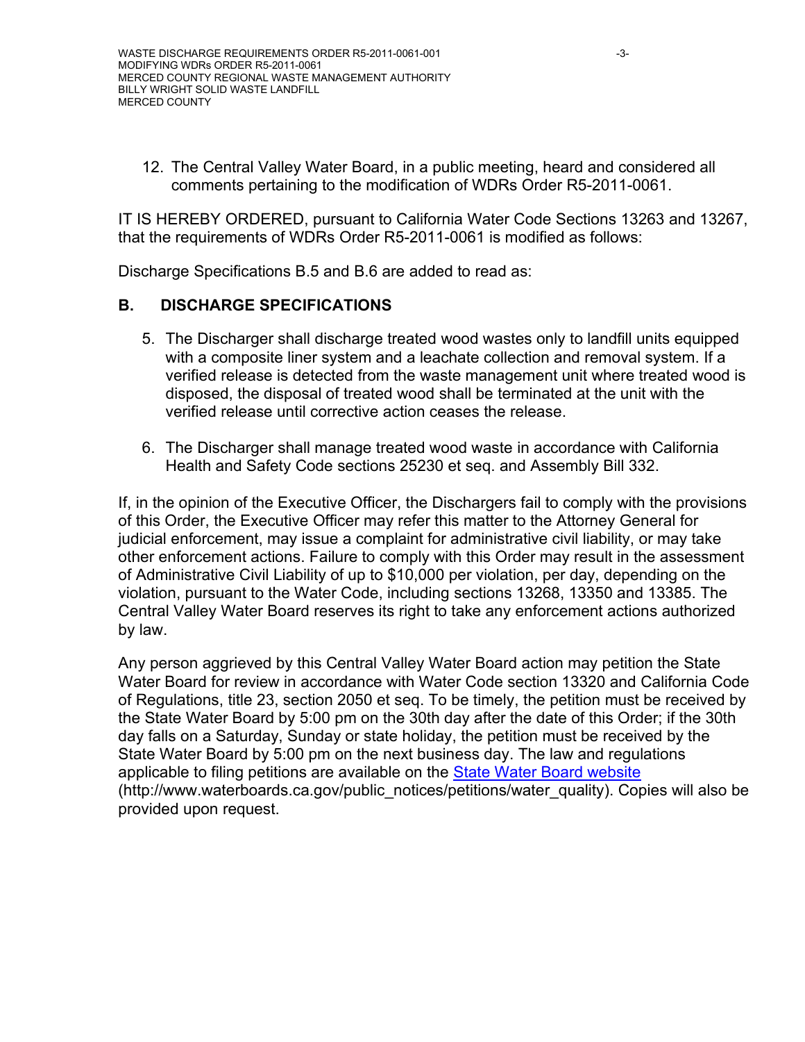12. The Central Valley Water Board, in a public meeting, heard and considered all comments pertaining to the modification of WDRs Order R5-2011-0061.

IT IS HEREBY ORDERED, pursuant to California Water Code Sections 13263 and 13267, that the requirements of WDRs Order R5-2011-0061 is modified as follows:

Discharge Specifications B.5 and B.6 are added to read as:

## B. DISCHARGE SPECIFICATIONS

5. The Discharger shall discharge treated wood wastes only to landfill units equipped with a composite liner system and a leachate collection and removal system. If a verified release is detected from the waste management unit where treated wood is disposed, the disposal of treated wood shall be terminated at the unit with the verified release until corrective action ceases the release.

6. The Discharger shall manage treated wood waste in accordance with California Health and Safety Code sections 25230 et seq. and Assembly Bill 332.

If, in the opinion of the Executive Officer, the Dischargers fail to comply with the provisions of this Order, the Executive Officer may refer this matter to the Attorney General for judicial enforcement, may issue a complaint for administrative civil liability, or may take other enforcement actions. Failure to comply with this Order may result in the assessment of Administrative Civil Liability of up to $10,000 per violation, per day, depending on the violation, pursuant to the Water Code, including sections 13268, 13350 and 13385. The Central Valley Water Board reserves its right to take any enforcement actions authorized by law.

Any person aggrieved by this Central Valley Water Board action may petition the State Water Board for review in accordance with Water Code section 13320 and California Code of Regulations, title 23, section 2050 et seq. To be timely, the petition must be received by the State Water Board by 5:00 pm on the 30th day after the date of this Order; if the 30th day falls on a Saturday, Sunday or state holiday, the petition must be received by the State Water Board by 5:00 pm on the next business day. The law and regulations applicable to filing petitions are available on the [State Water Board website](http://www.waterboards.ca.gov/public_notices/petitions/water_quality) (http://www.waterboards.ca.gov/public_notices/petitions/water_quality). Copies will also be provided upon request.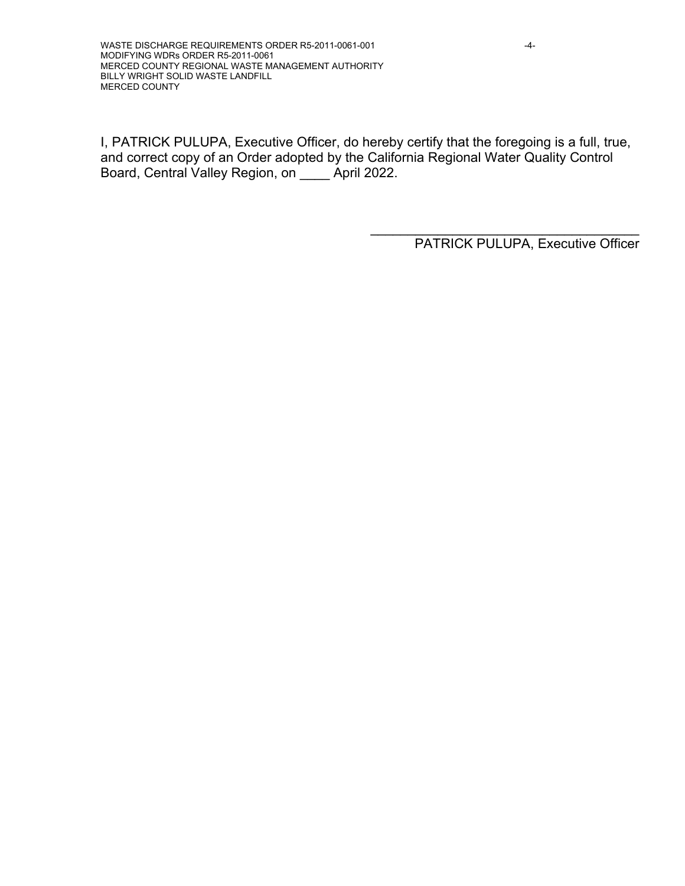I, PATRICK PULUPA, Executive Officer, do hereby certify that the foregoing is a full, true, and correct copy of an Order adopted by the California Regional Water Quality Control Board, Central Valley Region, on ____ April 2022.

_____________________________________
PATRICK PULUPA, Executive Officer